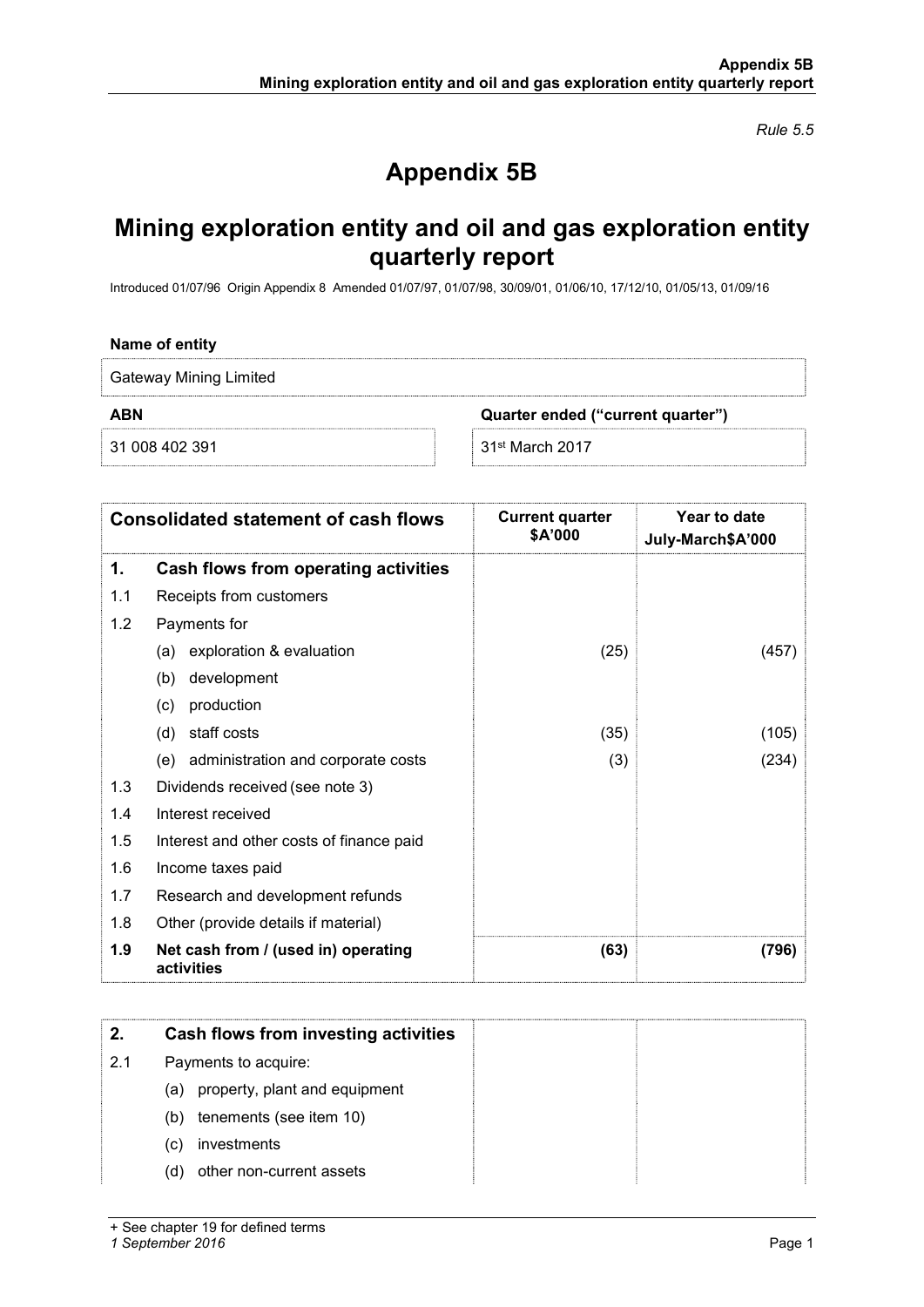*Rule 5.5*

# Appendix 5B

## Mining exploration entity and oil and gas exploration entity quarterly report

Introduced 01/07/96 Origin Appendix 8 Amended 01/07/97, 01/07/98, 30/09/01, 01/06/10, 17/12/10, 01/05/13, 01/09/16

**Name of entity**

Gateway Mining Limited

| ABN | Quarter ended ("current quarter") |
|---|---|
| 31 008 402 391 | 31st March 2017 |

| | Consolidated statement of cash flows | Current quarter $A'000 | Year to date July-March$A'000 |
|---|---|---|---|
| **1.** | **Cash flows from operating activities** | | |
| 1.1 | Receipts from customers | | |
| 1.2 | Payments for | | |
| | (a) exploration & evaluation | (25) | (457) |
| | (b) development | | |
| | (c) production | | |
| | (d) staff costs | (35) | (105) |
| | (e) administration and corporate costs | (3) | (234) |
| 1.3 | Dividends received (see note 3) | | |
| 1.4 | Interest received | | |
| 1.5 | Interest and other costs of finance paid | | |
| 1.6 | Income taxes paid | | |
| 1.7 | Research and development refunds | | |
| 1.8 | Other (provide details if material) | | |
| **1.9** | **Net cash from / (used in) operating activities** | **(63)** | **(796)** |

| | | | |
|---|---|---|---|
| **2.** | **Cash flows from investing activities** | | |
| 2.1 | Payments to acquire: | | |
| | (a) property, plant and equipment | | |
| | (b) tenements (see item 10) | | |
| | (c) investments | | |
| | (d) other non-current assets | | |

+ See chapter 19 for defined terms

*1 September 2016*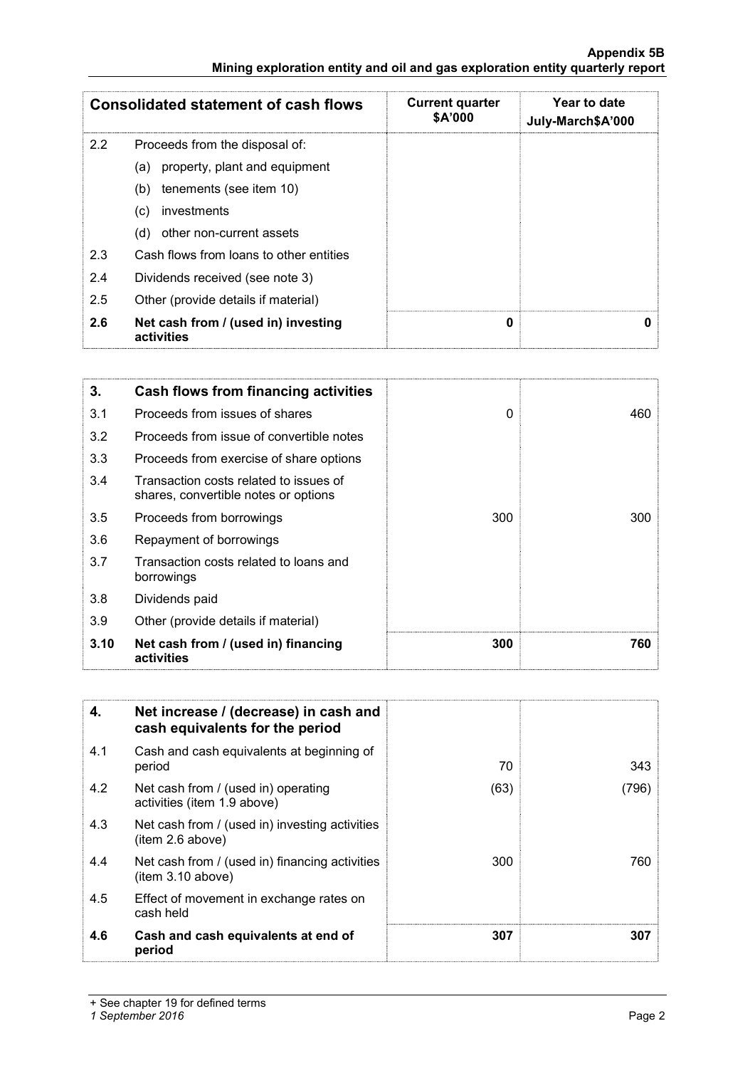| | Consolidated statement of cash flows | Current quarter $A'000 | Year to date July-March$A'000 |
|---|---|---|---|
| 2.2 | Proceeds from the disposal of: | | |
| | (a) property, plant and equipment | | |
| | (b) tenements (see item 10) | | |
| | (c) investments | | |
| | (d) other non-current assets | | |
| 2.3 | Cash flows from loans to other entities | | |
| 2.4 | Dividends received (see note 3) | | |
| 2.5 | Other (provide details if material) | | |
| **2.6** | **Net cash from / (used in) investing activities** | **0** | **0** |

| **3.** | **Cash flows from financing activities** | | |
|---|---|---|---|
| 3.1 | Proceeds from issues of shares | 0 | 460 |
| 3.2 | Proceeds from issue of convertible notes | | |
| 3.3 | Proceeds from exercise of share options | | |
| 3.4 | Transaction costs related to issues of shares, convertible notes or options | | |
| 3.5 | Proceeds from borrowings | 300 | 300 |
| 3.6 | Repayment of borrowings | | |
| 3.7 | Transaction costs related to loans and borrowings | | |
| 3.8 | Dividends paid | | |
| 3.9 | Other (provide details if material) | | |
| **3.10** | **Net cash from / (used in) financing activities** | **300** | **760** |

| **4.** | **Net increase / (decrease) in cash and cash equivalents for the period** | | |
|---|---|---|---|
| 4.1 | Cash and cash equivalents at beginning of period | 70 | 343 |
| 4.2 | Net cash from / (used in) operating activities (item 1.9 above) | (63) | (796) |
| 4.3 | Net cash from / (used in) investing activities (item 2.6 above) | | |
| 4.4 | Net cash from / (used in) financing activities (item 3.10 above) | 300 | 760 |
| 4.5 | Effect of movement in exchange rates on cash held | | |
| **4.6** | **Cash and cash equivalents at end of period** | **307** | **307** |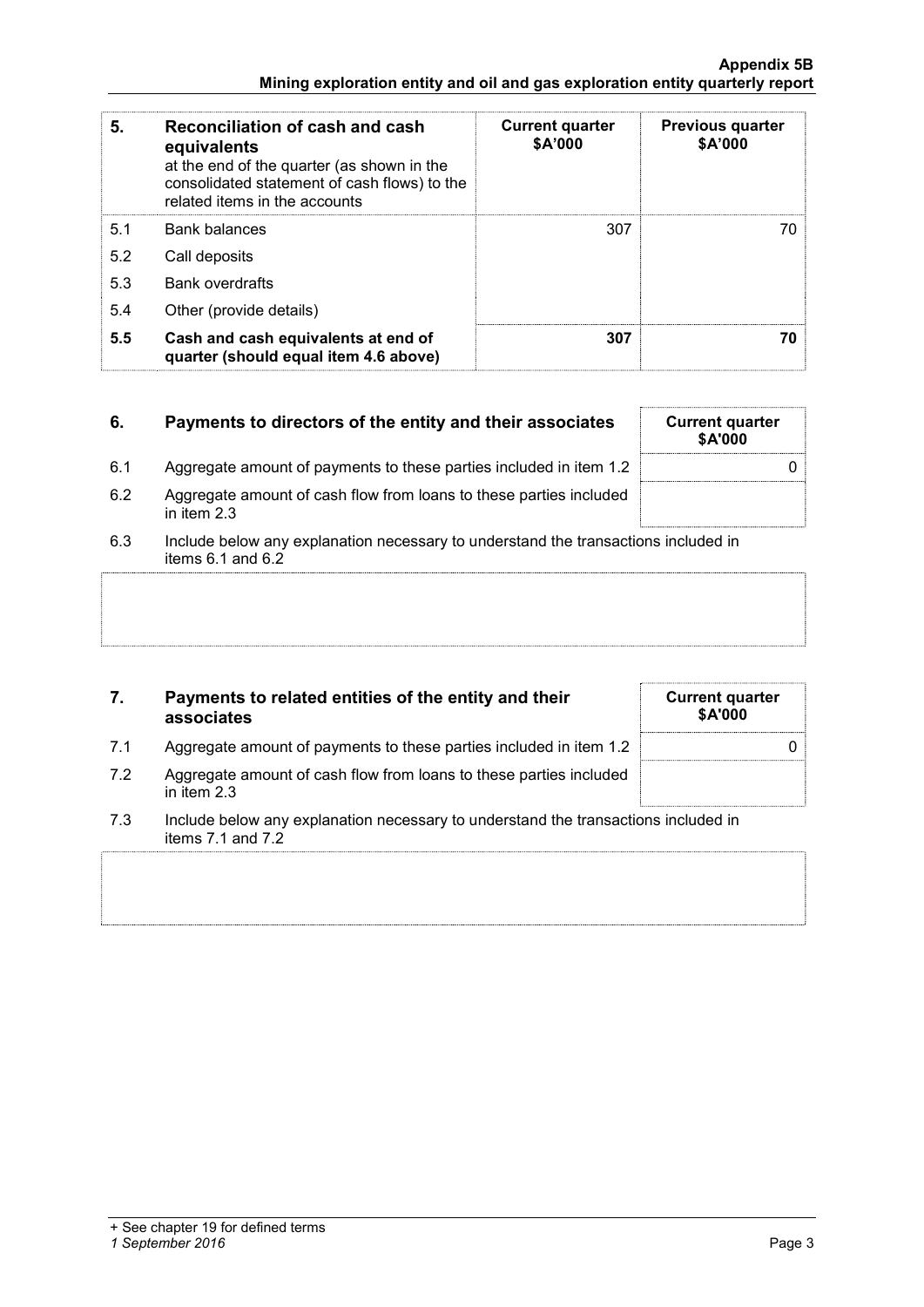| 5. | Reconciliation of cash and cash equivalents at the end of the quarter (as shown in the consolidated statement of cash flows) to the related items in the accounts | Current quarter $A'000 | Previous quarter $A'000 |
|---|---|---|---|
| 5.1 | Bank balances | 307 | 70 |
| 5.2 | Call deposits | | |
| 5.3 | Bank overdrafts | | |
| 5.4 | Other (provide details) | | |
| **5.5** | **Cash and cash equivalents at end of quarter (should equal item 4.6 above)** | **307** | **70** |

| 6. | Payments to directors of the entity and their associates | Current quarter $A'000 |
|---|---|---|
| 6.1 | Aggregate amount of payments to these parties included in item 1.2 | 0 |
| 6.2 | Aggregate amount of cash flow from loans to these parties included in item 2.3 | |

6.3 Include below any explanation necessary to understand the transactions included in items 6.1 and 6.2

| 7. | Payments to related entities of the entity and their associates | Current quarter $A'000 |
|---|---|---|
| 7.1 | Aggregate amount of payments to these parties included in item 1.2 | 0 |
| 7.2 | Aggregate amount of cash flow from loans to these parties included in item 2.3 | |

7.3 Include below any explanation necessary to understand the transactions included in items 7.1 and 7.2

+ See chapter 19 for defined terms

*1 September 2016*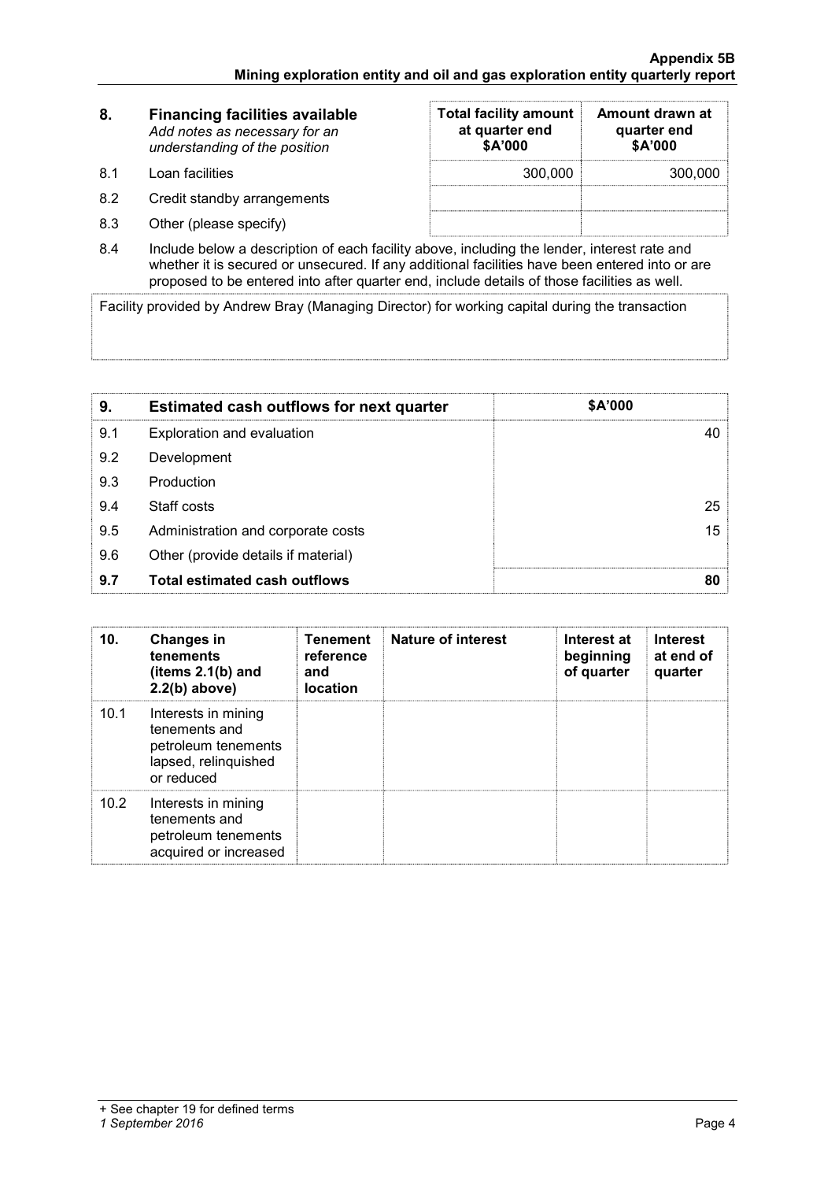| 8. | Financing facilities available *Add notes as necessary for an understanding of the position* | Total facility amount at quarter end $A'000 | Amount drawn at quarter end $A'000 |
|---|---|---|---|
| 8.1 | Loan facilities | 300,000 | 300,000 |
| 8.2 | Credit standby arrangements | | |
| 8.3 | Other (please specify) | | |

8.4 Include below a description of each facility above, including the lender, interest rate and whether it is secured or unsecured. If any additional facilities have been entered into or are proposed to be entered into after quarter end, include details of those facilities as well.

Facility provided by Andrew Bray (Managing Director) for working capital during the transaction

| 9. | Estimated cash outflows for next quarter | $A'000 |
|---|---|---|
| 9.1 | Exploration and evaluation | 40 |
| 9.2 | Development | |
| 9.3 | Production | |
| 9.4 | Staff costs | 25 |
| 9.5 | Administration and corporate costs | 15 |
| 9.6 | Other (provide details if material) | |
| **9.7** | **Total estimated cash outflows** | **80** |

| 10. | Changes in tenements (items 2.1(b) and 2.2(b) above) | Tenement reference and location | Nature of interest | Interest at beginning of quarter | Interest at end of quarter |
|---|---|---|---|---|---|
| 10.1 | Interests in mining tenements and petroleum tenements lapsed, relinquished or reduced | | | | |
| 10.2 | Interests in mining tenements and petroleum tenements acquired or increased | | | | |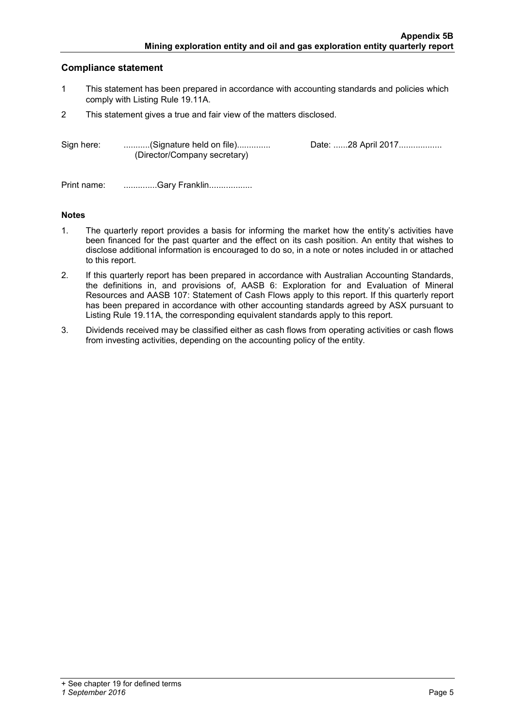## Compliance statement

1 This statement has been prepared in accordance with accounting standards and policies which comply with Listing Rule 19.11A.

2 This statement gives a true and fair view of the matters disclosed.

Sign here: ...........(Signature held on file).............. Date: ......28 April 2017..................
(Director/Company secretary)

Print name: ..............Gary Franklin..................

**Notes**

1. The quarterly report provides a basis for informing the market how the entity's activities have been financed for the past quarter and the effect on its cash position. An entity that wishes to disclose additional information is encouraged to do so, in a note or notes included in or attached to this report.
2. If this quarterly report has been prepared in accordance with Australian Accounting Standards, the definitions in, and provisions of, AASB 6: Exploration for and Evaluation of Mineral Resources and AASB 107: Statement of Cash Flows apply to this report. If this quarterly report has been prepared in accordance with other accounting standards agreed by ASX pursuant to Listing Rule 19.11A, the corresponding equivalent standards apply to this report.
3. Dividends received may be classified either as cash flows from operating activities or cash flows from investing activities, depending on the accounting policy of the entity.